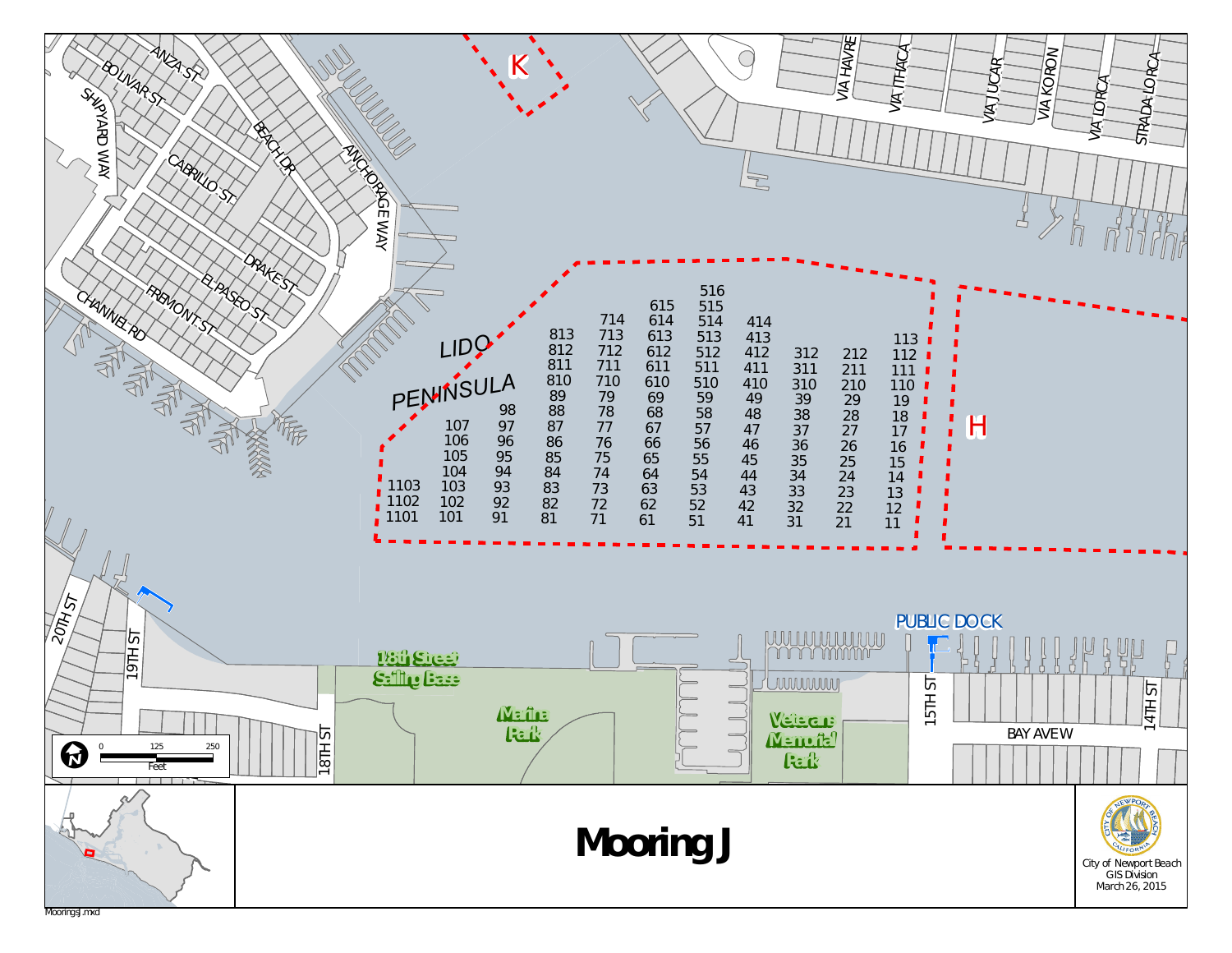# Mooring J

City of Newport Beach
GIS Division
March 26, 2015

MooringsJ.mxd

LIDO PENINSULA

PUBLIC DOCK

K

H

18th Street Sailing Base

Marina Park

Veterans Memorial Park

ANZA ST, BOLIVAR ST, SHIPYARD WAY, CABRILLO ST, BEACH DR, ANCHORAGE WAY, DRAKE ST, EL PASEO ST, FREMONT ST, CHANNEL RD, VIA HAVRE, VIA ITHACA, VIA JUCAR, VIA KORON, VIA LORCA, STRADA LORCA, 20TH ST, 19TH ST, 18TH ST, 15TH ST, 14TH ST, BAY AVE W

0 125 250 Feet

| 1100s | 100s | 90s | 80s | 70s | 60s | 50s | 40s | 30s | 20s | 10s |
|---|---|---|---|---|---|---|---|---|---|---|
| | | | | | | 516 | | | | |
| | | | | | 615 | 515 | | | | |
| | | | | 714 | 614 | 514 | 414 | | | |
| | | | 813 | 713 | 613 | 513 | 413 | | | 113 |
| | | | 812 | 712 | 612 | 512 | 412 | 312 | 212 | 112 |
| | | | 811 | 711 | 611 | 511 | 411 | 311 | 211 | 111 |
| | | | 810 | 710 | 610 | 510 | 410 | 310 | 210 | 110 |
| | | | 89 | 79 | 69 | 59 | 49 | 39 | 29 | 19 |
| | | 98 | 88 | 78 | 68 | 58 | 48 | 38 | 28 | 18 |
| | 107 | 97 | 87 | 77 | 67 | 57 | 47 | 37 | 27 | 17 |
| | 106 | 96 | 86 | 76 | 66 | 56 | 46 | 36 | 26 | 16 |
| | 105 | 95 | 85 | 75 | 65 | 55 | 45 | 35 | 25 | 15 |
| | 104 | 94 | 84 | 74 | 64 | 54 | 44 | 34 | 24 | 14 |
| 1103 | 103 | 93 | 83 | 73 | 63 | 53 | 43 | 33 | 23 | 13 |
| 1102 | 102 | 92 | 82 | 72 | 62 | 52 | 42 | 32 | 22 | 12 |
| 1101 | 101 | 91 | 81 | 71 | 61 | 51 | 41 | 31 | 21 | 11 |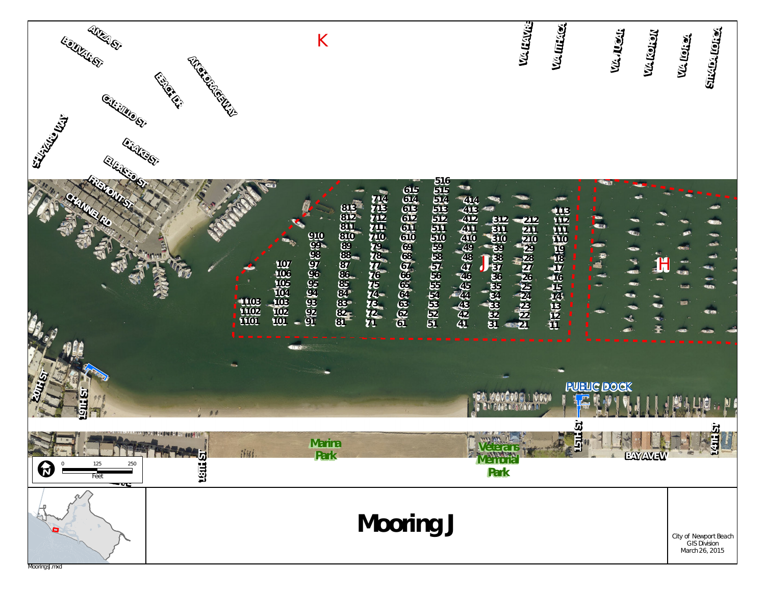# Mooring J

City of Newport Beach
GIS Division
March 26, 2015

K

J

H

ANZA ST
BOLIVAR ST
ANCHORAGE WAY
BEACH DR
CABRILLO ST
SHIPYARD WAY
DRAKE ST
EL PASEO ST
FREMONT ST
CHANNEL RD
VIA HAVRE
VIA ITHACA
VIA JUCAR
VIA KORON
VIA LORCA
STRADA LORCA
20TH ST
19TH ST
18TH ST
15TH ST
14TH ST
BAY AVE W
PUBLIC DOCK
Marina Park
Veterans Memorial Park

0 125 250
Feet

516
515
514
513
512
511
510
59
58
57
56
55
54
53
52
51

615
614
613
612
611
610
69
68
67
66
65
64
63
62
61

714
713
712
711
710
79
78
77
76
75
74
73
72
71

813
812
811
810
89
88
87
86
85
84
83
82
81

910
99
98
97
96
95
94
93
92
91

107
106
105
104
103
102
101

1103
1102
1101

414
413
412
411
410
49
48
47
46
45
44
43
42
41

312
311
310
39
38
37
36
35
34
33
32
31

212
211
210
29
28
27
26
25
24
23
22
21

113
112
111
110
19
18
17
16
15
14
13
12
11

MooringsJ.mxd